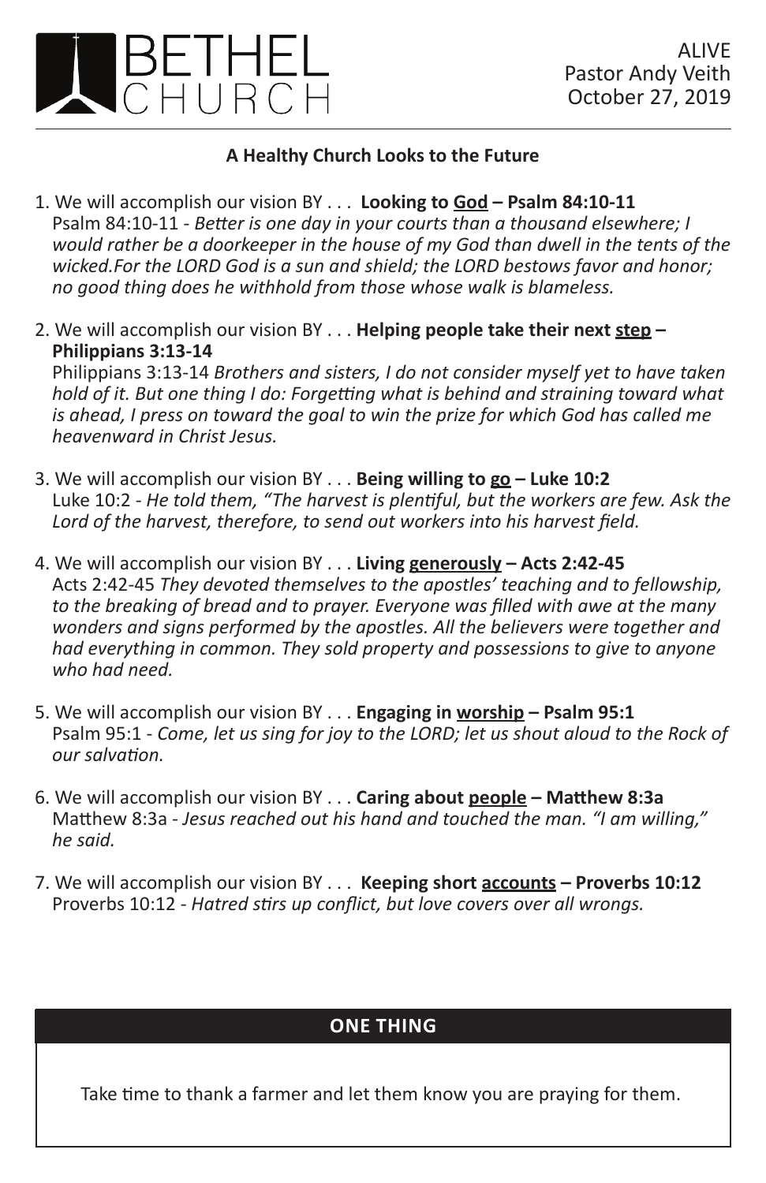# BETHEL CHURCH

ALIVE
Pastor Andy Veith
October 27, 2019

**A Healthy Church Looks to the Future**

1. We will accomplish our vision BY . . . **Looking to God – Psalm 84:10-11**
   Psalm 84:10-11 - *Better is one day in your courts than a thousand elsewhere; I would rather be a doorkeeper in the house of my God than dwell in the tents of the wicked.For the LORD God is a sun and shield; the LORD bestows favor and honor; no good thing does he withhold from those whose walk is blameless.*

2. We will accomplish our vision BY . . . **Helping people take their next step – Philippians 3:13-14**
   Philippians 3:13-14 *Brothers and sisters, I do not consider myself yet to have taken hold of it. But one thing I do: Forgetting what is behind and straining toward what is ahead, I press on toward the goal to win the prize for which God has called me heavenward in Christ Jesus.*

3. We will accomplish our vision BY . . . **Being willing to go – Luke 10:2**
   Luke 10:2 - *He told them, "The harvest is plentiful, but the workers are few. Ask the Lord of the harvest, therefore, to send out workers into his harvest field.*

4. We will accomplish our vision BY . . . **Living generously – Acts 2:42-45**
   Acts 2:42-45 *They devoted themselves to the apostles' teaching and to fellowship, to the breaking of bread and to prayer. Everyone was filled with awe at the many wonders and signs performed by the apostles. All the believers were together and had everything in common. They sold property and possessions to give to anyone who had need.*

5. We will accomplish our vision BY . . . **Engaging in worship – Psalm 95:1**
   Psalm 95:1 - *Come, let us sing for joy to the LORD; let us shout aloud to the Rock of our salvation.*

6. We will accomplish our vision BY . . . **Caring about people – Matthew 8:3a**
   Matthew 8:3a - *Jesus reached out his hand and touched the man. "I am willing," he said.*

7. We will accomplish our vision BY . . . **Keeping short accounts – Proverbs 10:12**
   Proverbs 10:12 - *Hatred stirs up conflict, but love covers over all wrongs.*

**ONE THING**

Take time to thank a farmer and let them know you are praying for them.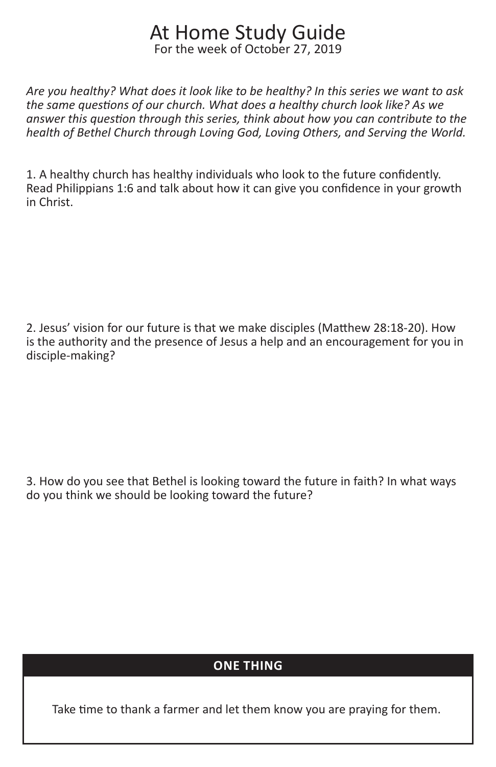# At Home Study Guide

For the week of October 27, 2019

*Are you healthy? What does it look like to be healthy? In this series we want to ask the same questions of our church. What does a healthy church look like? As we answer this question through this series, think about how you can contribute to the health of Bethel Church through Loving God, Loving Others, and Serving the World.*

1. A healthy church has healthy individuals who look to the future confidently. Read Philippians 1:6 and talk about how it can give you confidence in your growth in Christ.

2. Jesus' vision for our future is that we make disciples (Matthew 28:18-20). How is the authority and the presence of Jesus a help and an encouragement for you in disciple-making?

3. How do you see that Bethel is looking toward the future in faith? In what ways do you think we should be looking toward the future?

**ONE THING**

Take time to thank a farmer and let them know you are praying for them.